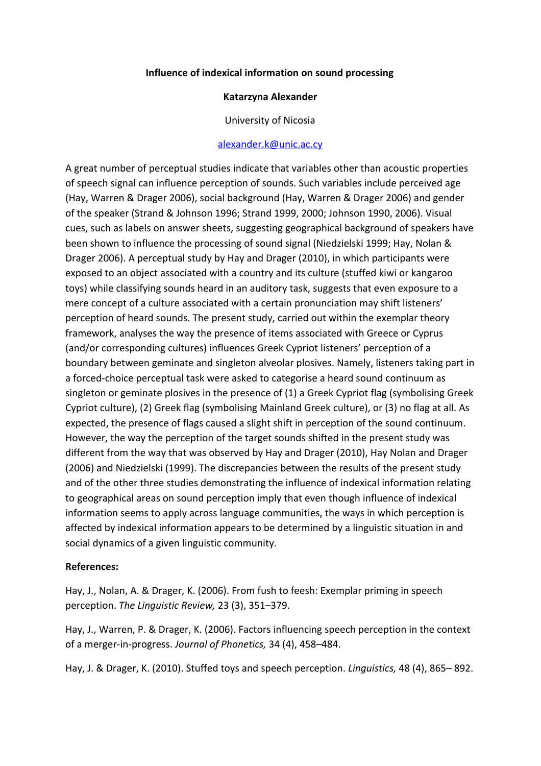# Influence of indexical information on sound processing

**Katarzyna Alexander**

University of Nicosia

alexander.k@unic.ac.cy

A great number of perceptual studies indicate that variables other than acoustic properties of speech signal can influence perception of sounds. Such variables include perceived age (Hay, Warren & Drager 2006), social background (Hay, Warren & Drager 2006) and gender of the speaker (Strand & Johnson 1996; Strand 1999, 2000; Johnson 1990, 2006). Visual cues, such as labels on answer sheets, suggesting geographical background of speakers have been shown to influence the processing of sound signal (Niedzielski 1999; Hay, Nolan & Drager 2006). A perceptual study by Hay and Drager (2010), in which participants were exposed to an object associated with a country and its culture (stuffed kiwi or kangaroo toys) while classifying sounds heard in an auditory task, suggests that even exposure to a mere concept of a culture associated with a certain pronunciation may shift listeners' perception of heard sounds. The present study, carried out within the exemplar theory framework, analyses the way the presence of items associated with Greece or Cyprus (and/or corresponding cultures) influences Greek Cypriot listeners' perception of a boundary between geminate and singleton alveolar plosives. Namely, listeners taking part in a forced-choice perceptual task were asked to categorise a heard sound continuum as singleton or geminate plosives in the presence of (1) a Greek Cypriot flag (symbolising Greek Cypriot culture), (2) Greek flag (symbolising Mainland Greek culture), or (3) no flag at all. As expected, the presence of flags caused a slight shift in perception of the sound continuum. However, the way the perception of the target sounds shifted in the present study was different from the way that was observed by Hay and Drager (2010), Hay Nolan and Drager (2006) and Niedzielski (1999). The discrepancies between the results of the present study and of the other three studies demonstrating the influence of indexical information relating to geographical areas on sound perception imply that even though influence of indexical information seems to apply across language communities, the ways in which perception is affected by indexical information appears to be determined by a linguistic situation in and social dynamics of a given linguistic community.

**References:**

Hay, J., Nolan, A. & Drager, K. (2006). From fush to feesh: Exemplar priming in speech perception. *The Linguistic Review,* 23 (3), 351–379.

Hay, J., Warren, P. & Drager, K. (2006). Factors influencing speech perception in the context of a merger-in-progress. *Journal of Phonetics,* 34 (4), 458–484.

Hay, J. & Drager, K. (2010). Stuffed toys and speech perception. *Linguistics,* 48 (4), 865– 892.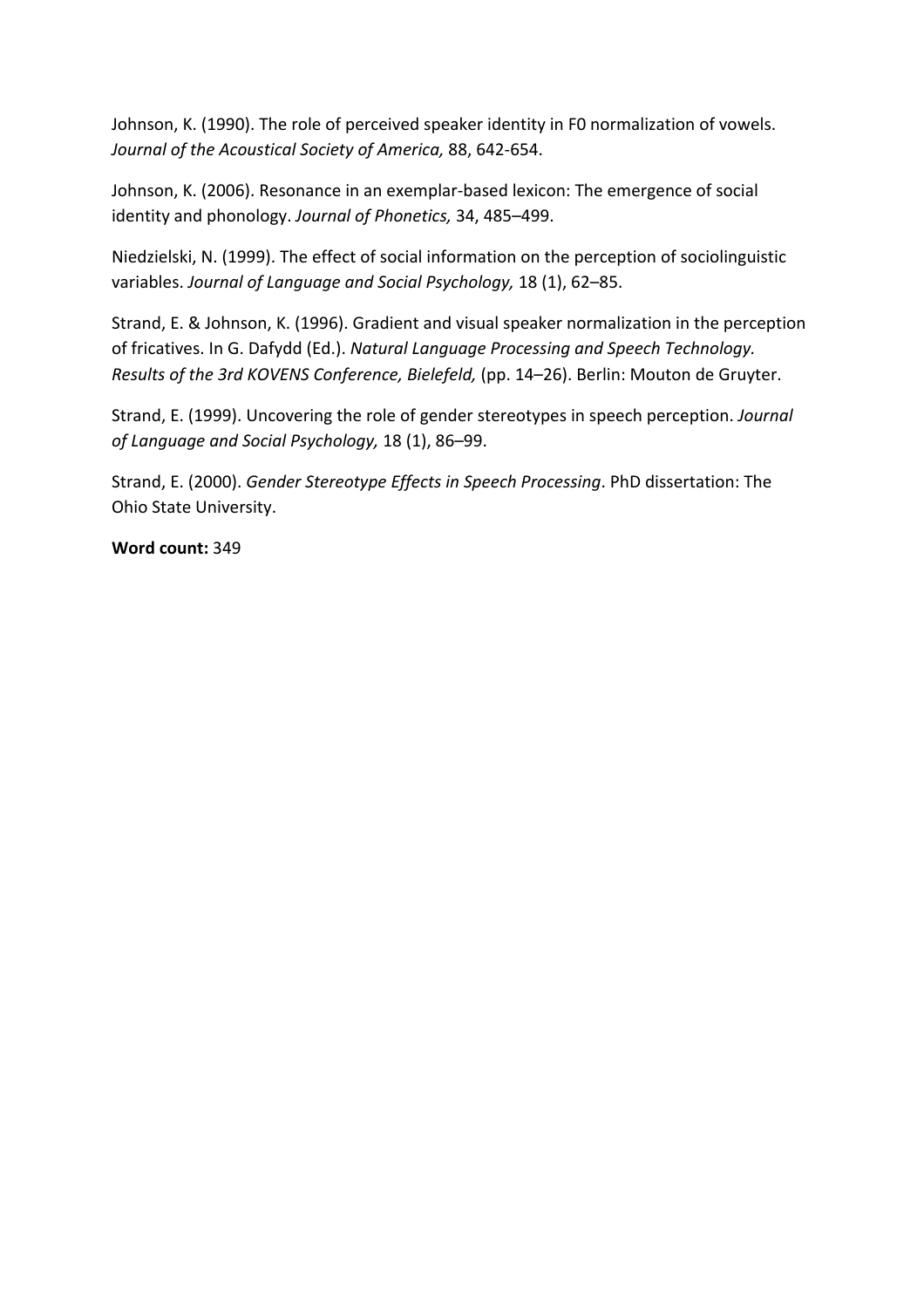Johnson, K. (1990). The role of perceived speaker identity in F0 normalization of vowels. *Journal of the Acoustical Society of America,* 88, 642-654.

Johnson, K. (2006). Resonance in an exemplar-based lexicon: The emergence of social identity and phonology. *Journal of Phonetics,* 34, 485–499.

Niedzielski, N. (1999). The effect of social information on the perception of sociolinguistic variables. *Journal of Language and Social Psychology,* 18 (1), 62–85.

Strand, E. & Johnson, K. (1996). Gradient and visual speaker normalization in the perception of fricatives. In G. Dafydd (Ed.). *Natural Language Processing and Speech Technology. Results of the 3rd KOVENS Conference, Bielefeld,* (pp. 14–26). Berlin: Mouton de Gruyter.

Strand, E. (1999). Uncovering the role of gender stereotypes in speech perception. *Journal of Language and Social Psychology,* 18 (1), 86–99.

Strand, E. (2000). *Gender Stereotype Effects in Speech Processing*. PhD dissertation: The Ohio State University.

**Word count:** 349